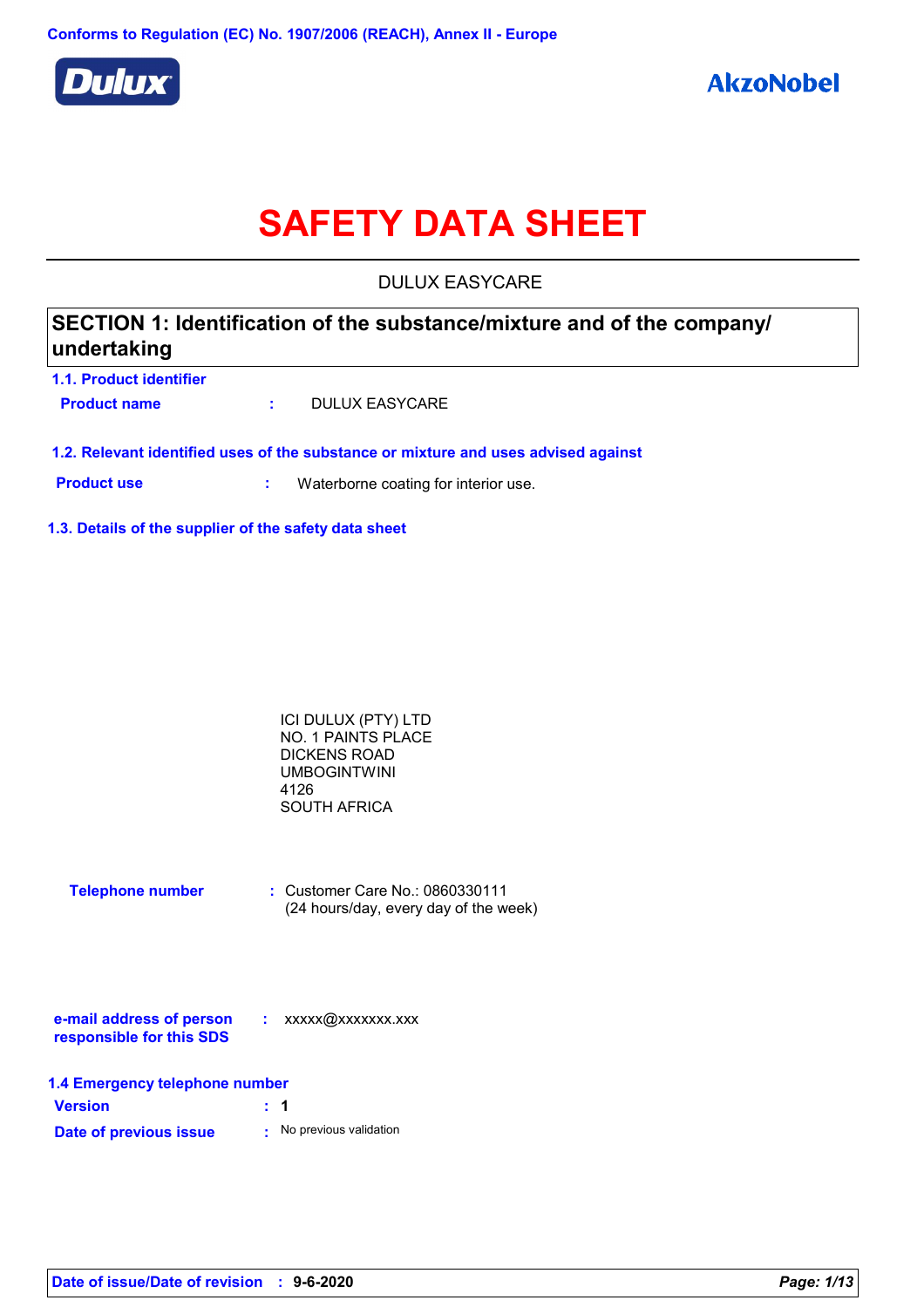Conforms to Regulation (EC) No. 1907/2006 (REACH), Annex II - Europe

Dulux

AkzoNobel

# SAFETY DATA SHEET

DULUX EASYCARE

## SECTION 1: Identification of the substance/mixture and of the company/ undertaking

### 1.1. Product identifier

**Product name** : DULUX EASYCARE

### 1.2. Relevant identified uses of the substance or mixture and uses advised against

**Product use** : Waterborne coating for interior use.

### 1.3. Details of the supplier of the safety data sheet

ICI DULUX (PTY) LTD
NO. 1 PAINTS PLACE
DICKENS ROAD
UMBOGINTWINI
4126
SOUTH AFRICA

**Telephone number** : Customer Care No.: 0860330111
(24 hours/day, every day of the week)

**e-mail address of person responsible for this SDS** : xxxxx@xxxxxxx.xxx

### 1.4 Emergency telephone number

**Version** : **1**

**Date of previous issue** : No previous validation

**Date of issue/Date of revision** : **9-6-2020**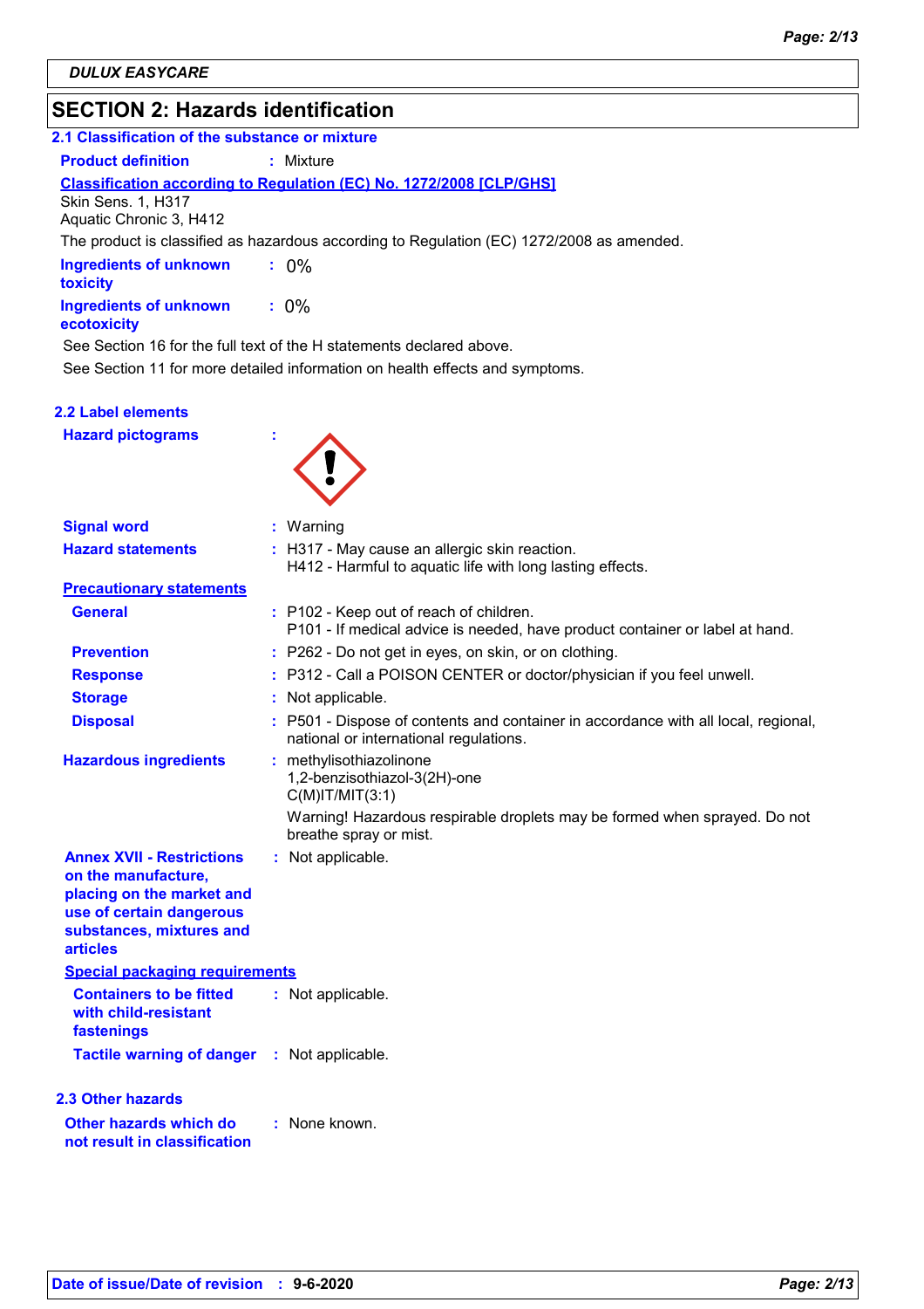## SECTION 2: Hazards identification

### 2.1 Classification of the substance or mixture

**Product definition** : Mixture

**Classification according to Regulation (EC) No. 1272/2008 [CLP/GHS]**

Skin Sens. 1, H317
Aquatic Chronic 3, H412

The product is classified as hazardous according to Regulation (EC) 1272/2008 as amended.

**Ingredients of unknown toxicity** : 0%

**Ingredients of unknown ecotoxicity** : 0%

See Section 16 for the full text of the H statements declared above.

See Section 11 for more detailed information on health effects and symptoms.

### 2.2 Label elements

**Hazard pictograms** :

**Signal word** : Warning

**Hazard statements** : H317 - May cause an allergic skin reaction.
H412 - Harmful to aquatic life with long lasting effects.

**Precautionary statements**

**General** : P102 - Keep out of reach of children.
P101 - If medical advice is needed, have product container or label at hand.

**Prevention** : P262 - Do not get in eyes, on skin, or on clothing.

**Response** : P312 - Call a POISON CENTER or doctor/physician if you feel unwell.

**Storage** : Not applicable.

**Disposal** : P501 - Dispose of contents and container in accordance with all local, regional, national or international regulations.

**Hazardous ingredients** : methylisothiazolinone
1,2-benzisothiazol-3(2H)-one
C(M)IT/MIT(3:1)

Warning! Hazardous respirable droplets may be formed when sprayed. Do not breathe spray or mist.

**Annex XVII - Restrictions on the manufacture, placing on the market and use of certain dangerous substances, mixtures and articles** : Not applicable.

**Special packaging requirements**

**Containers to be fitted with child-resistant fastenings** : Not applicable.

**Tactile warning of danger** : Not applicable.

### 2.3 Other hazards

**Other hazards which do not result in classification** : None known.

**Date of issue/Date of revision** : 9-6-2020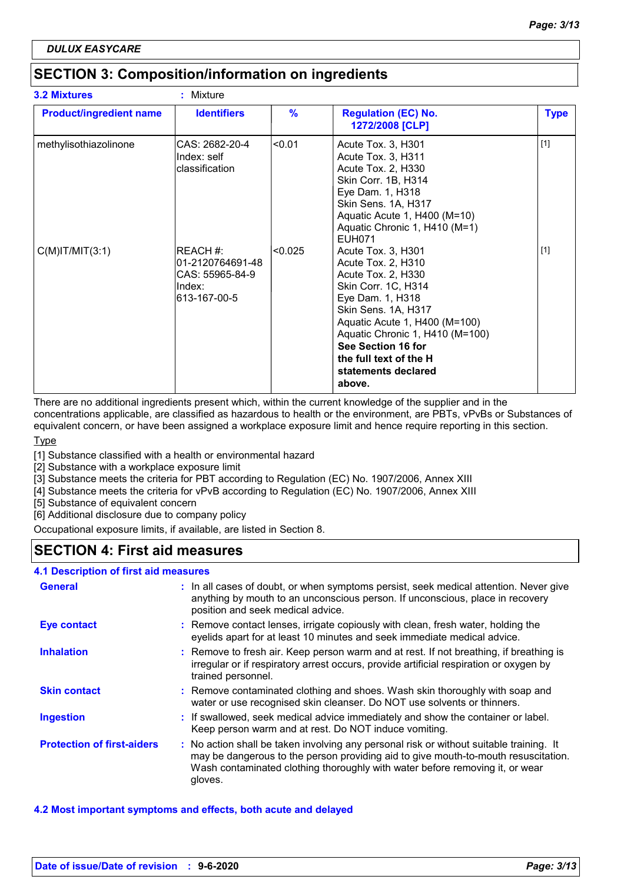DULUX EASYCARE

## SECTION 3: Composition/information on ingredients

**3.2 Mixtures** : Mixture

| Product/ingredient name | Identifiers | % | Regulation (EC) No. 1272/2008 [CLP] | Type |
|---|---|---|---|---|
| methylisothiazolinone | CAS: 2682-20-4<br>Index: self classification | <0.01 | Acute Tox. 3, H301<br>Acute Tox. 3, H311<br>Acute Tox. 2, H330<br>Skin Corr. 1B, H314<br>Eye Dam. 1, H318<br>Skin Sens. 1A, H317<br>Aquatic Acute 1, H400 (M=10)<br>Aquatic Chronic 1, H410 (M=1)<br>EUH071 | [1] |
| C(M)IT/MIT(3:1) | REACH #: 01-2120764691-48<br>CAS: 55965-84-9<br>Index: 613-167-00-5 | <0.025 | Acute Tox. 3, H301<br>Acute Tox. 2, H310<br>Acute Tox. 2, H330<br>Skin Corr. 1C, H314<br>Eye Dam. 1, H318<br>Skin Sens. 1A, H317<br>Aquatic Acute 1, H400 (M=100)<br>Aquatic Chronic 1, H410 (M=100)<br>**See Section 16 for the full text of the H statements declared above.** | [1] |

There are no additional ingredients present which, within the current knowledge of the supplier and in the concentrations applicable, are classified as hazardous to health or the environment, are PBTs, vPvBs or Substances of equivalent concern, or have been assigned a workplace exposure limit and hence require reporting in this section.

Type

[1] Substance classified with a health or environmental hazard
[2] Substance with a workplace exposure limit
[3] Substance meets the criteria for PBT according to Regulation (EC) No. 1907/2006, Annex XIII
[4] Substance meets the criteria for vPvB according to Regulation (EC) No. 1907/2006, Annex XIII
[5] Substance of equivalent concern
[6] Additional disclosure due to company policy

Occupational exposure limits, if available, are listed in Section 8.

## SECTION 4: First aid measures

**4.1 Description of first aid measures**

**General** : In all cases of doubt, or when symptoms persist, seek medical attention. Never give anything by mouth to an unconscious person. If unconscious, place in recovery position and seek medical advice.

**Eye contact** : Remove contact lenses, irrigate copiously with clean, fresh water, holding the eyelids apart for at least 10 minutes and seek immediate medical advice.

**Inhalation** : Remove to fresh air. Keep person warm and at rest. If not breathing, if breathing is irregular or if respiratory arrest occurs, provide artificial respiration or oxygen by trained personnel.

**Skin contact** : Remove contaminated clothing and shoes. Wash skin thoroughly with soap and water or use recognised skin cleanser. Do NOT use solvents or thinners.

**Ingestion** : If swallowed, seek medical advice immediately and show the container or label. Keep person warm and at rest. Do NOT induce vomiting.

**Protection of first-aiders** : No action shall be taken involving any personal risk or without suitable training. It may be dangerous to the person providing aid to give mouth-to-mouth resuscitation. Wash contaminated clothing thoroughly with water before removing it, or wear gloves.

**4.2 Most important symptoms and effects, both acute and delayed**

Date of issue/Date of revision : 9-6-2020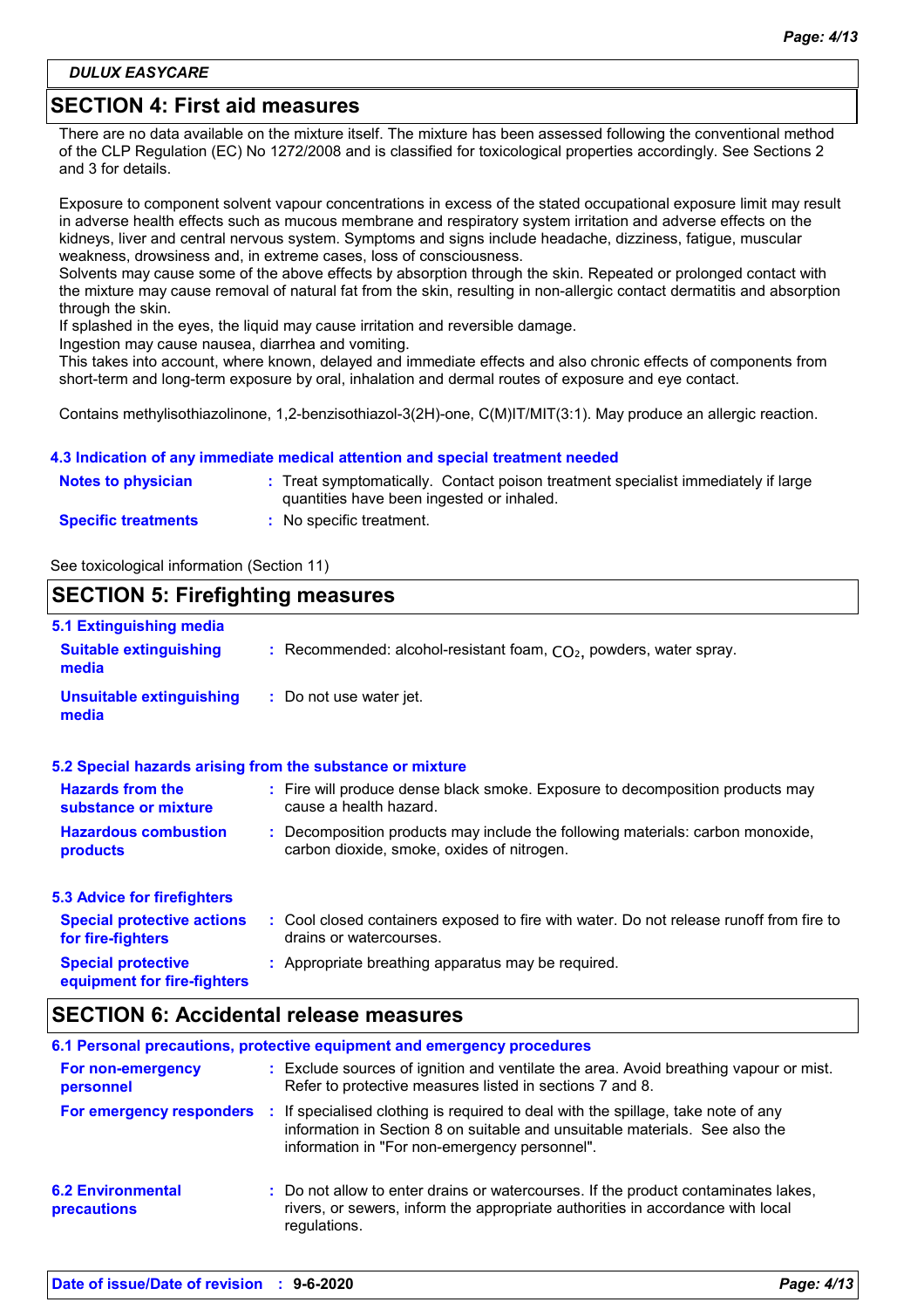## SECTION 4: First aid measures

There are no data available on the mixture itself. The mixture has been assessed following the conventional method of the CLP Regulation (EC) No 1272/2008 and is classified for toxicological properties accordingly. See Sections 2 and 3 for details.

Exposure to component solvent vapour concentrations in excess of the stated occupational exposure limit may result in adverse health effects such as mucous membrane and respiratory system irritation and adverse effects on the kidneys, liver and central nervous system. Symptoms and signs include headache, dizziness, fatigue, muscular weakness, drowsiness and, in extreme cases, loss of consciousness.
Solvents may cause some of the above effects by absorption through the skin. Repeated or prolonged contact with the mixture may cause removal of natural fat from the skin, resulting in non-allergic contact dermatitis and absorption through the skin.
If splashed in the eyes, the liquid may cause irritation and reversible damage.
Ingestion may cause nausea, diarrhea and vomiting.
This takes into account, where known, delayed and immediate effects and also chronic effects of components from short-term and long-term exposure by oral, inhalation and dermal routes of exposure and eye contact.

Contains methylisothiazolinone, 1,2-benzisothiazol-3(2H)-one, C(M)IT/MIT(3:1). May produce an allergic reaction.

### 4.3 Indication of any immediate medical attention and special treatment needed

**Notes to physician** : Treat symptomatically. Contact poison treatment specialist immediately if large quantities have been ingested or inhaled.

**Specific treatments** : No specific treatment.

See toxicological information (Section 11)

## SECTION 5: Firefighting measures

### 5.1 Extinguishing media

**Suitable extinguishing media** : Recommended: alcohol-resistant foam, $CO_2$, powders, water spray.

**Unsuitable extinguishing media** : Do not use water jet.

### 5.2 Special hazards arising from the substance or mixture

**Hazards from the substance or mixture** : Fire will produce dense black smoke. Exposure to decomposition products may cause a health hazard.

**Hazardous combustion products** : Decomposition products may include the following materials: carbon monoxide, carbon dioxide, smoke, oxides of nitrogen.

### 5.3 Advice for firefighters

**Special protective actions for fire-fighters** : Cool closed containers exposed to fire with water. Do not release runoff from fire to drains or watercourses.

**Special protective equipment for fire-fighters** : Appropriate breathing apparatus may be required.

## SECTION 6: Accidental release measures

### 6.1 Personal precautions, protective equipment and emergency procedures

**For non-emergency personnel** : Exclude sources of ignition and ventilate the area. Avoid breathing vapour or mist. Refer to protective measures listed in sections 7 and 8.

**For emergency responders** : If specialised clothing is required to deal with the spillage, take note of any information in Section 8 on suitable and unsuitable materials. See also the information in "For non-emergency personnel".

### 6.2 Environmental precautions

: Do not allow to enter drains or watercourses. If the product contaminates lakes, rivers, or sewers, inform the appropriate authorities in accordance with local regulations.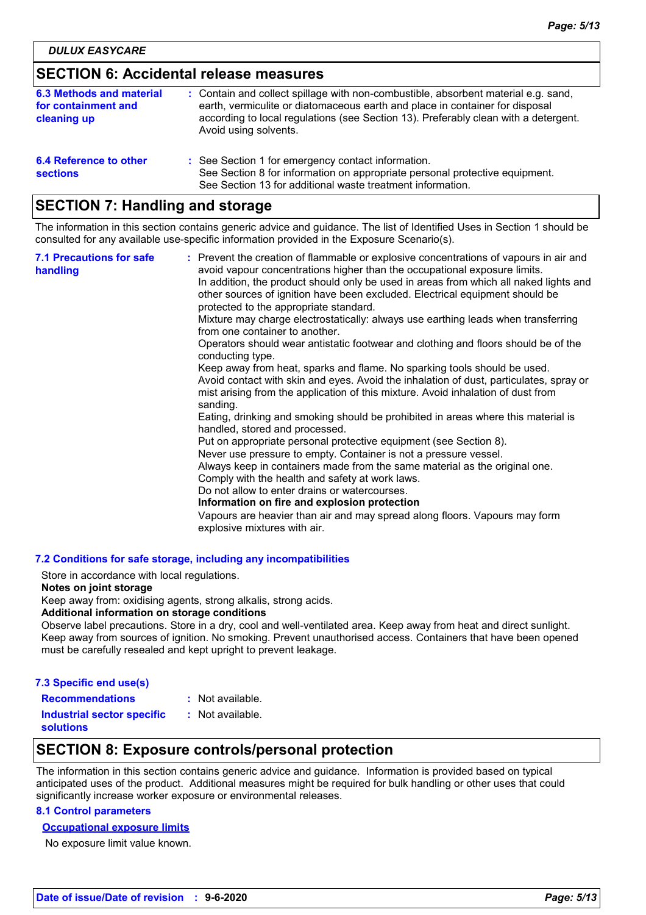**DULUX EASYCARE**

## SECTION 6: Accidental release measures

**6.3 Methods and material for containment and cleaning up** : Contain and collect spillage with non-combustible, absorbent material e.g. sand, earth, vermiculite or diatomaceous earth and place in container for disposal according to local regulations (see Section 13). Preferably clean with a detergent. Avoid using solvents.

**6.4 Reference to other sections** : See Section 1 for emergency contact information.
See Section 8 for information on appropriate personal protective equipment.
See Section 13 for additional waste treatment information.

## SECTION 7: Handling and storage

The information in this section contains generic advice and guidance. The list of Identified Uses in Section 1 should be consulted for any available use-specific information provided in the Exposure Scenario(s).

**7.1 Precautions for safe handling** : Prevent the creation of flammable or explosive concentrations of vapours in air and avoid vapour concentrations higher than the occupational exposure limits.
In addition, the product should only be used in areas from which all naked lights and other sources of ignition have been excluded. Electrical equipment should be protected to the appropriate standard.
Mixture may charge electrostatically: always use earthing leads when transferring from one container to another.
Operators should wear antistatic footwear and clothing and floors should be of the conducting type.
Keep away from heat, sparks and flame. No sparking tools should be used.
Avoid contact with skin and eyes. Avoid the inhalation of dust, particulates, spray or mist arising from the application of this mixture. Avoid inhalation of dust from sanding.
Eating, drinking and smoking should be prohibited in areas where this material is handled, stored and processed.
Put on appropriate personal protective equipment (see Section 8).
Never use pressure to empty. Container is not a pressure vessel.
Always keep in containers made from the same material as the original one.
Comply with the health and safety at work laws.
Do not allow to enter drains or watercourses.
**Information on fire and explosion protection**
Vapours are heavier than air and may spread along floors. Vapours may form explosive mixtures with air.

**7.2 Conditions for safe storage, including any incompatibilities**

Store in accordance with local regulations.
**Notes on joint storage**
Keep away from: oxidising agents, strong alkalis, strong acids.
**Additional information on storage conditions**
Observe label precautions. Store in a dry, cool and well-ventilated area. Keep away from heat and direct sunlight. Keep away from sources of ignition. No smoking. Prevent unauthorised access. Containers that have been opened must be carefully resealed and kept upright to prevent leakage.

**7.3 Specific end use(s)**

**Recommendations** : Not available.

**Industrial sector specific solutions** : Not available.

## SECTION 8: Exposure controls/personal protection

The information in this section contains generic advice and guidance. Information is provided based on typical anticipated uses of the product. Additional measures might be required for bulk handling or other uses that could significantly increase worker exposure or environmental releases.

**8.1 Control parameters**

**Occupational exposure limits**

No exposure limit value known.

**Date of issue/Date of revision** : **9-6-2020**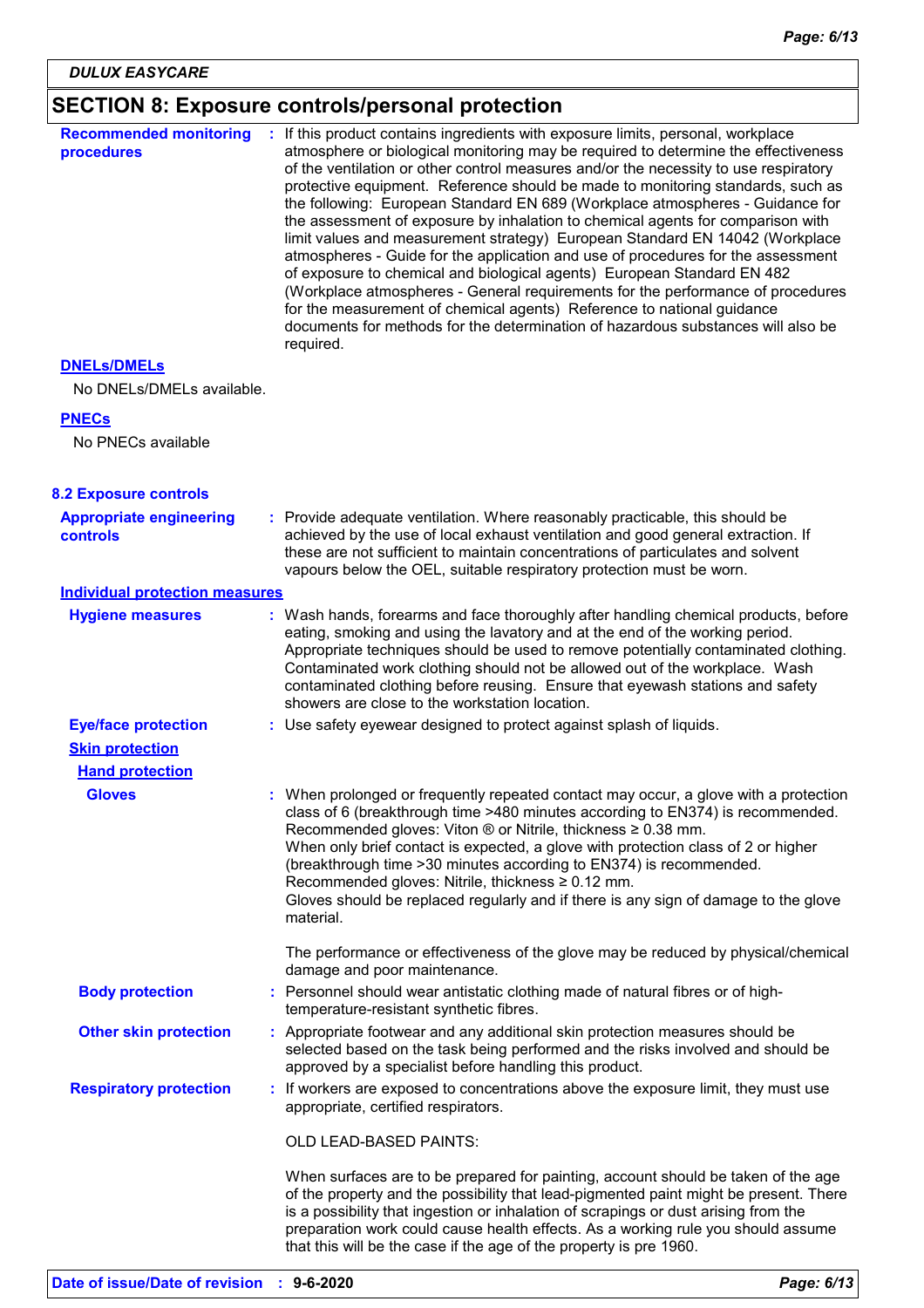**DULUX EASYCARE**

## SECTION 8: Exposure controls/personal protection

**Recommended monitoring procedures** : If this product contains ingredients with exposure limits, personal, workplace atmosphere or biological monitoring may be required to determine the effectiveness of the ventilation or other control measures and/or the necessity to use respiratory protective equipment. Reference should be made to monitoring standards, such as the following: European Standard EN 689 (Workplace atmospheres - Guidance for the assessment of exposure by inhalation to chemical agents for comparison with limit values and measurement strategy) European Standard EN 14042 (Workplace atmospheres - Guide for the application and use of procedures for the assessment of exposure to chemical and biological agents) European Standard EN 482 (Workplace atmospheres - General requirements for the performance of procedures for the measurement of chemical agents) Reference to national guidance documents for methods for the determination of hazardous substances will also be required.

**DNELs/DMELs**

No DNELs/DMELs available.

**PNECs**

No PNECs available

### 8.2 Exposure controls

**Appropriate engineering controls** : Provide adequate ventilation. Where reasonably practicable, this should be achieved by the use of local exhaust ventilation and good general extraction. If these are not sufficient to maintain concentrations of particulates and solvent vapours below the OEL, suitable respiratory protection must be worn.

**Individual protection measures**

**Hygiene measures** : Wash hands, forearms and face thoroughly after handling chemical products, before eating, smoking and using the lavatory and at the end of the working period. Appropriate techniques should be used to remove potentially contaminated clothing. Contaminated work clothing should not be allowed out of the workplace. Wash contaminated clothing before reusing. Ensure that eyewash stations and safety showers are close to the workstation location.

**Eye/face protection** : Use safety eyewear designed to protect against splash of liquids.

**Skin protection**

**Hand protection**

**Gloves** : When prolonged or frequently repeated contact may occur, a glove with a protection class of 6 (breakthrough time >480 minutes according to EN374) is recommended. Recommended gloves: Viton ® or Nitrile, thickness ≥ 0.38 mm.
When only brief contact is expected, a glove with protection class of 2 or higher (breakthrough time >30 minutes according to EN374) is recommended. Recommended gloves: Nitrile, thickness ≥ 0.12 mm.
Gloves should be replaced regularly and if there is any sign of damage to the glove material.

The performance or effectiveness of the glove may be reduced by physical/chemical damage and poor maintenance.

**Body protection** : Personnel should wear antistatic clothing made of natural fibres or of high-temperature-resistant synthetic fibres.

**Other skin protection** : Appropriate footwear and any additional skin protection measures should be selected based on the task being performed and the risks involved and should be approved by a specialist before handling this product.

**Respiratory protection** : If workers are exposed to concentrations above the exposure limit, they must use appropriate, certified respirators.

OLD LEAD-BASED PAINTS:

When surfaces are to be prepared for painting, account should be taken of the age of the property and the possibility that lead-pigmented paint might be present. There is a possibility that ingestion or inhalation of scrapings or dust arising from the preparation work could cause health effects. As a working rule you should assume that this will be the case if the age of the property is pre 1960.

**Date of issue/Date of revision** : **9-6-2020**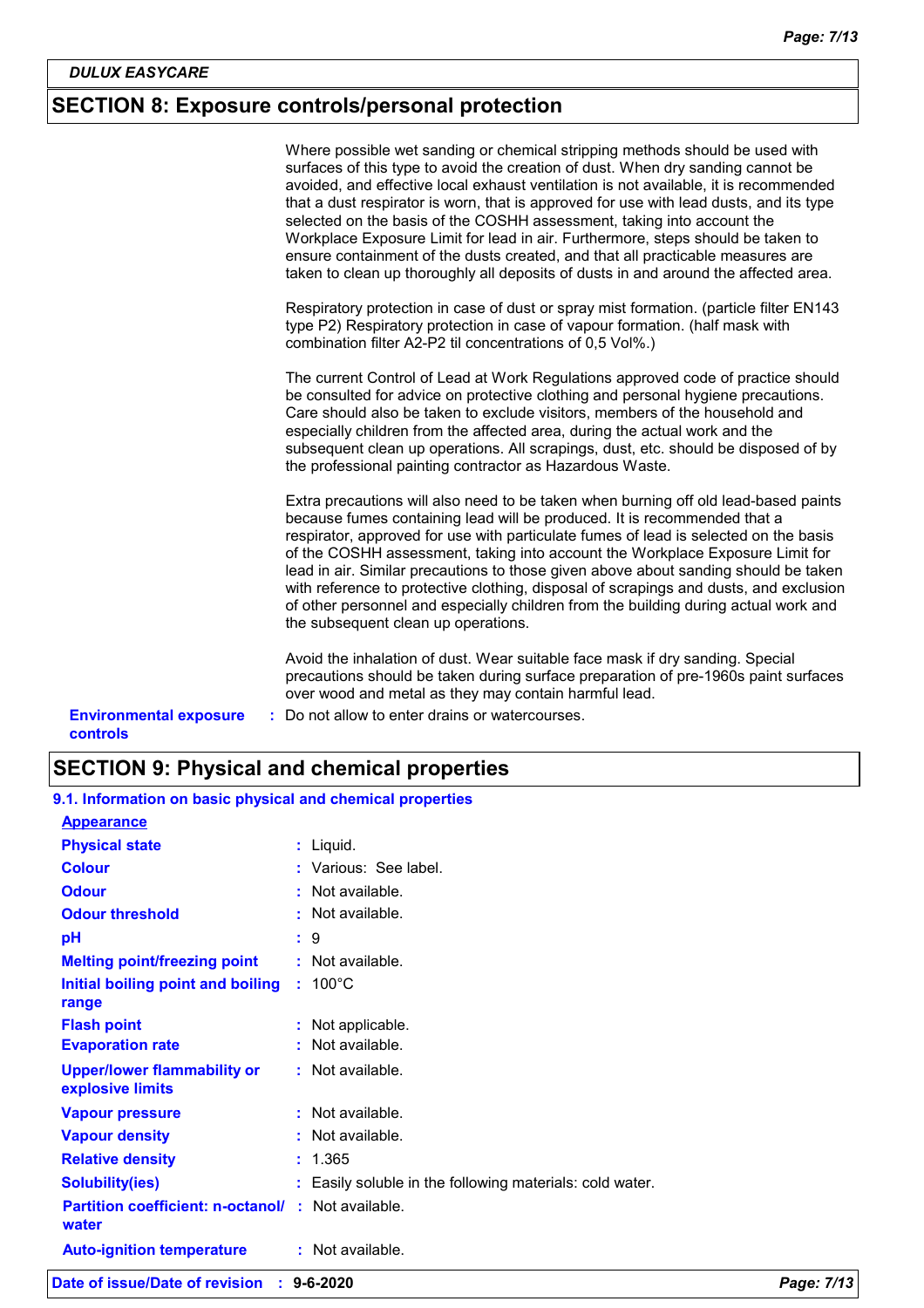## SECTION 8: Exposure controls/personal protection

Where possible wet sanding or chemical stripping methods should be used with surfaces of this type to avoid the creation of dust. When dry sanding cannot be avoided, and effective local exhaust ventilation is not available, it is recommended that a dust respirator is worn, that is approved for use with lead dusts, and its type selected on the basis of the COSHH assessment, taking into account the Workplace Exposure Limit for lead in air. Furthermore, steps should be taken to ensure containment of the dusts created, and that all practicable measures are taken to clean up thoroughly all deposits of dusts in and around the affected area.

Respiratory protection in case of dust or spray mist formation. (particle filter EN143 type P2) Respiratory protection in case of vapour formation. (half mask with combination filter A2-P2 til concentrations of 0,5 Vol%.)

The current Control of Lead at Work Regulations approved code of practice should be consulted for advice on protective clothing and personal hygiene precautions. Care should also be taken to exclude visitors, members of the household and especially children from the affected area, during the actual work and the subsequent clean up operations. All scrapings, dust, etc. should be disposed of by the professional painting contractor as Hazardous Waste.

Extra precautions will also need to be taken when burning off old lead-based paints because fumes containing lead will be produced. It is recommended that a respirator, approved for use with particulate fumes of lead is selected on the basis of the COSHH assessment, taking into account the Workplace Exposure Limit for lead in air. Similar precautions to those given above about sanding should be taken with reference to protective clothing, disposal of scrapings and dusts, and exclusion of other personnel and especially children from the building during actual work and the subsequent clean up operations.

Avoid the inhalation of dust. Wear suitable face mask if dry sanding. Special precautions should be taken during surface preparation of pre-1960s paint surfaces over wood and metal as they may contain harmful lead.

**Environmental exposure controls** : Do not allow to enter drains or watercourses.

## SECTION 9: Physical and chemical properties

### 9.1. Information on basic physical and chemical properties

**Appearance**

| | |
|---|---|
| **Physical state** | : Liquid. |
| **Colour** | : Various: See label. |
| **Odour** | : Not available. |
| **Odour threshold** | : Not available. |
| **pH** | : 9 |
| **Melting point/freezing point** | : Not available. |
| **Initial boiling point and boiling range** | : 100°C |
| **Flash point** | : Not applicable. |
| **Evaporation rate** | : Not available. |
| **Upper/lower flammability or explosive limits** | : Not available. |
| **Vapour pressure** | : Not available. |
| **Vapour density** | : Not available. |
| **Relative density** | : 1.365 |
| **Solubility(ies)** | : Easily soluble in the following materials: cold water. |
| **Partition coefficient: n-octanol/ water** | : Not available. |
| **Auto-ignition temperature** | : Not available. |

Date of issue/Date of revision : 9-6-2020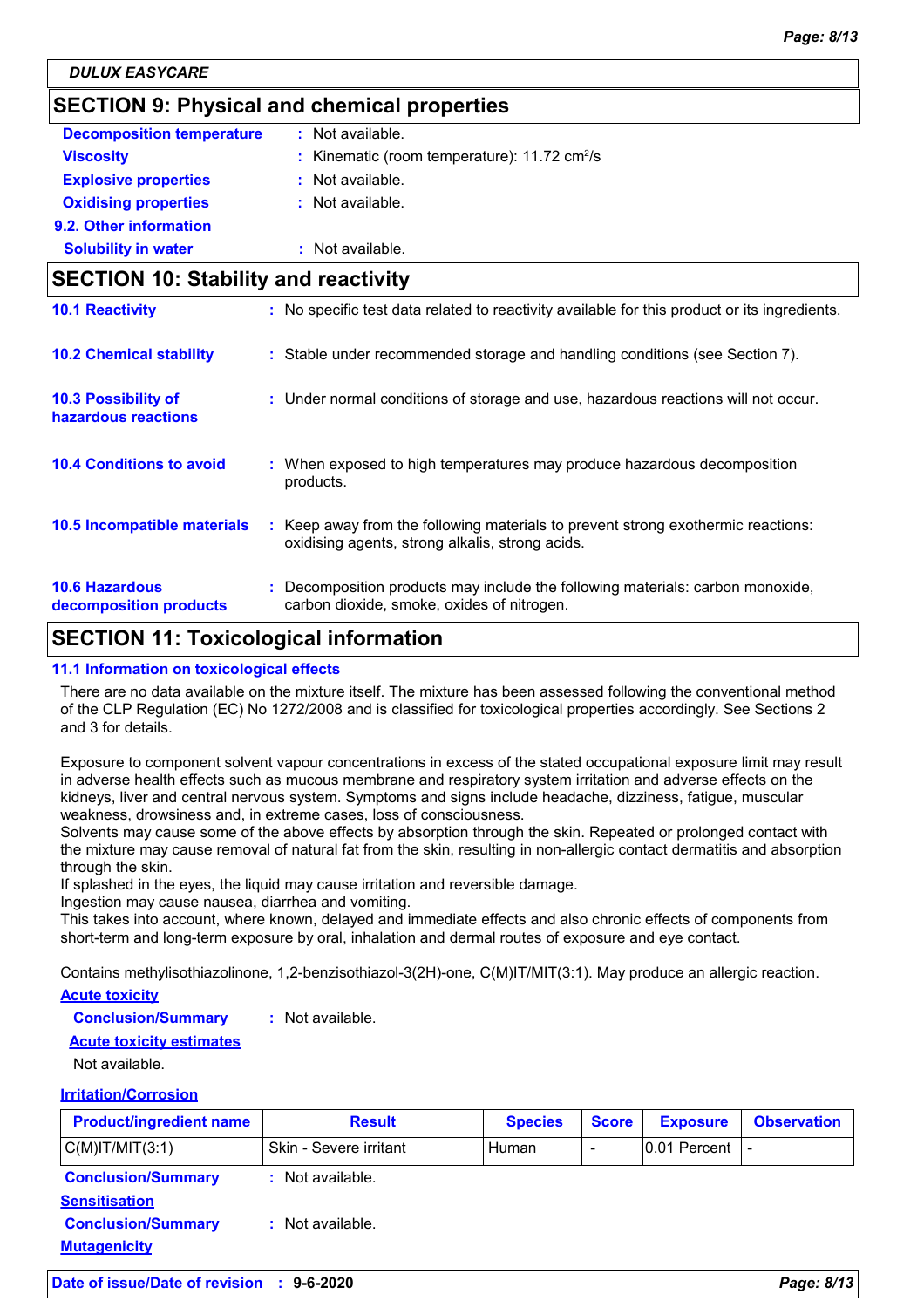DULUX EASYCARE

## SECTION 9: Physical and chemical properties

**Decomposition temperature** : Not available.

**Viscosity** : Kinematic (room temperature): 11.72 $cm^2/s$

**Explosive properties** : Not available.

**Oxidising properties** : Not available.

**9.2. Other information**

**Solubility in water** : Not available.

## SECTION 10: Stability and reactivity

**10.1 Reactivity** : No specific test data related to reactivity available for this product or its ingredients.

**10.2 Chemical stability** : Stable under recommended storage and handling conditions (see Section 7).

**10.3 Possibility of hazardous reactions** : Under normal conditions of storage and use, hazardous reactions will not occur.

**10.4 Conditions to avoid** : When exposed to high temperatures may produce hazardous decomposition products.

**10.5 Incompatible materials** : Keep away from the following materials to prevent strong exothermic reactions: oxidising agents, strong alkalis, strong acids.

**10.6 Hazardous decomposition products** : Decomposition products may include the following materials: carbon monoxide, carbon dioxide, smoke, oxides of nitrogen.

## SECTION 11: Toxicological information

### 11.1 Information on toxicological effects

There are no data available on the mixture itself. The mixture has been assessed following the conventional method of the CLP Regulation (EC) No 1272/2008 and is classified for toxicological properties accordingly. See Sections 2 and 3 for details.

Exposure to component solvent vapour concentrations in excess of the stated occupational exposure limit may result in adverse health effects such as mucous membrane and respiratory system irritation and adverse effects on the kidneys, liver and central nervous system. Symptoms and signs include headache, dizziness, fatigue, muscular weakness, drowsiness and, in extreme cases, loss of consciousness.
Solvents may cause some of the above effects by absorption through the skin. Repeated or prolonged contact with the mixture may cause removal of natural fat from the skin, resulting in non-allergic contact dermatitis and absorption through the skin.
If splashed in the eyes, the liquid may cause irritation and reversible damage.
Ingestion may cause nausea, diarrhea and vomiting.
This takes into account, where known, delayed and immediate effects and also chronic effects of components from short-term and long-term exposure by oral, inhalation and dermal routes of exposure and eye contact.

Contains methylisothiazolinone, 1,2-benzisothiazol-3(2H)-one, C(M)IT/MIT(3:1). May produce an allergic reaction.

**Acute toxicity**

**Conclusion/Summary** : Not available.

**Acute toxicity estimates**

Not available.

**Irritation/Corrosion**

| Product/ingredient name | Result | Species | Score | Exposure | Observation |
|---|---|---|---|---|---|
| C(M)IT/MIT(3:1) | Skin - Severe irritant | Human | - | 0.01 Percent | - |

**Conclusion/Summary** : Not available.

**Sensitisation**

**Conclusion/Summary** : Not available.

**Mutagenicity**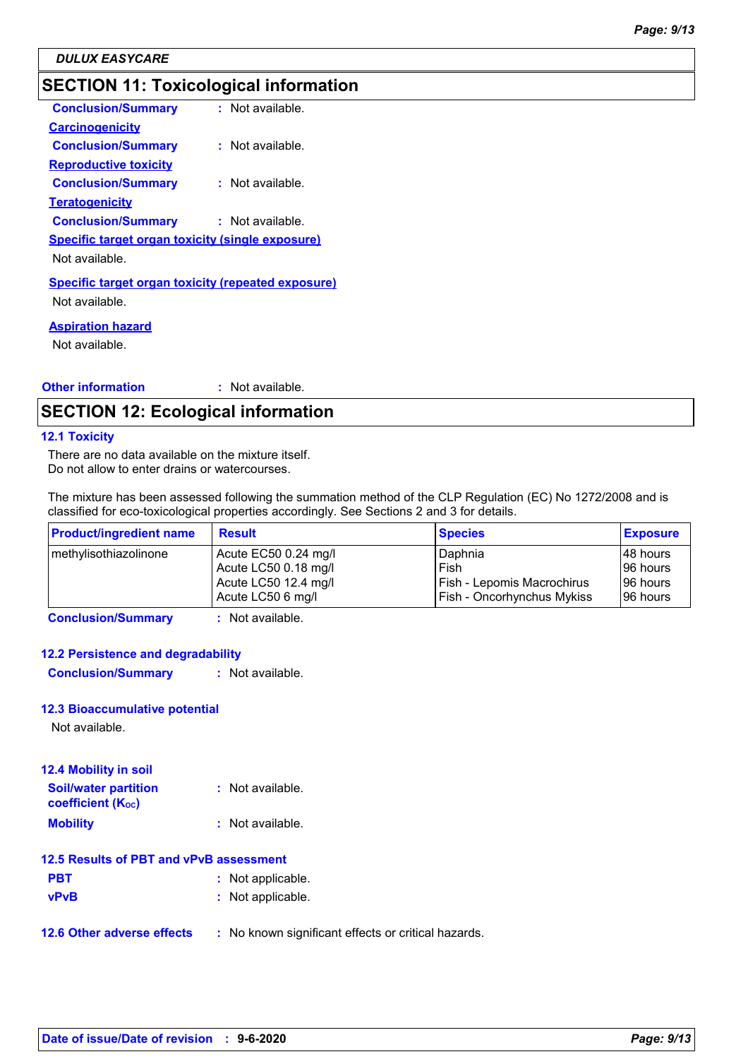## SECTION 11: Toxicological information

**Conclusion/Summary** : Not available.

**Carcinogenicity**

**Conclusion/Summary** : Not available.

**Reproductive toxicity**

**Conclusion/Summary** : Not available.

**Teratogenicity**

**Conclusion/Summary** : Not available.

**Specific target organ toxicity (single exposure)**

Not available.

**Specific target organ toxicity (repeated exposure)**

Not available.

**Aspiration hazard**

Not available.

**Other information** : Not available.

## SECTION 12: Ecological information

### 12.1 Toxicity

There are no data available on the mixture itself.
Do not allow to enter drains or watercourses.

The mixture has been assessed following the summation method of the CLP Regulation (EC) No 1272/2008 and is classified for eco-toxicological properties accordingly. See Sections 2 and 3 for details.

| Product/ingredient name | Result | Species | Exposure |
|---|---|---|---|
| methylisothiazolinone | Acute EC50 0.24 mg/l | Daphnia | 48 hours |
| | Acute LC50 0.18 mg/l | Fish | 96 hours |
| | Acute LC50 12.4 mg/l | Fish - Lepomis Macrochirus | 96 hours |
| | Acute LC50 6 mg/l | Fish - Oncorhynchus Mykiss | 96 hours |

**Conclusion/Summary** : Not available.

### 12.2 Persistence and degradability

**Conclusion/Summary** : Not available.

### 12.3 Bioaccumulative potential

Not available.

### 12.4 Mobility in soil

**Soil/water partition coefficient ($K_{OC}$)** : Not available.

**Mobility** : Not available.

### 12.5 Results of PBT and vPvB assessment

**PBT** : Not applicable.

**vPvB** : Not applicable.

### 12.6 Other adverse effects : No known significant effects or critical hazards.

**Date of issue/Date of revision** : 9-6-2020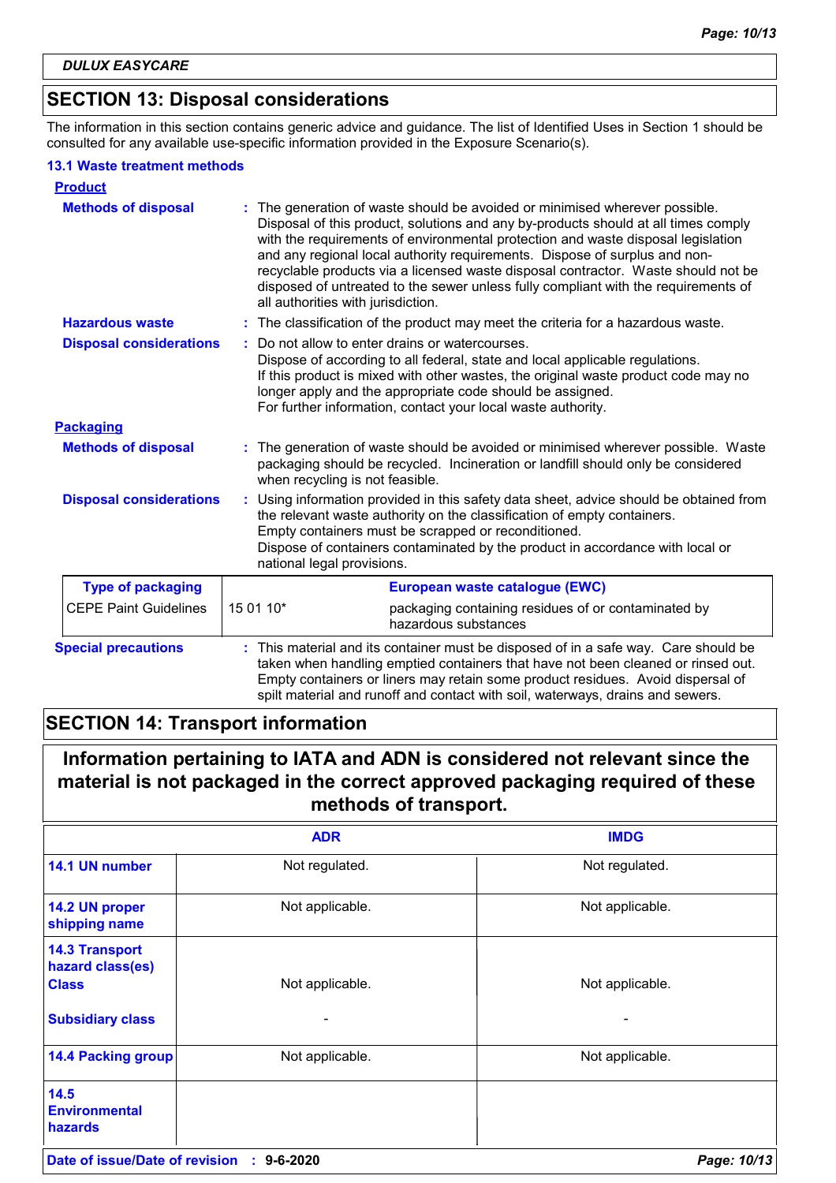## SECTION 13: Disposal considerations

The information in this section contains generic advice and guidance. The list of Identified Uses in Section 1 should be consulted for any available use-specific information provided in the Exposure Scenario(s).

### 13.1 Waste treatment methods

**Product**

**Methods of disposal** : The generation of waste should be avoided or minimised wherever possible. Disposal of this product, solutions and any by-products should at all times comply with the requirements of environmental protection and waste disposal legislation and any regional local authority requirements. Dispose of surplus and non-recyclable products via a licensed waste disposal contractor. Waste should not be disposed of untreated to the sewer unless fully compliant with the requirements of all authorities with jurisdiction.

**Hazardous waste** : The classification of the product may meet the criteria for a hazardous waste.

**Disposal considerations** : Do not allow to enter drains or watercourses.
Dispose of according to all federal, state and local applicable regulations.
If this product is mixed with other wastes, the original waste product code may no longer apply and the appropriate code should be assigned.
For further information, contact your local waste authority.

**Packaging**

**Methods of disposal** : The generation of waste should be avoided or minimised wherever possible. Waste packaging should be recycled. Incineration or landfill should only be considered when recycling is not feasible.

**Disposal considerations** : Using information provided in this safety data sheet, advice should be obtained from the relevant waste authority on the classification of empty containers.
Empty containers must be scrapped or reconditioned.
Dispose of containers contaminated by the product in accordance with local or national legal provisions.

| Type of packaging | European waste catalogue (EWC) | |
|---|---|---|
| CEPE Paint Guidelines | 15 01 10* | packaging containing residues of or contaminated by hazardous substances |

**Special precautions** : This material and its container must be disposed of in a safe way. Care should be taken when handling emptied containers that have not been cleaned or rinsed out. Empty containers or liners may retain some product residues. Avoid dispersal of spilt material and runoff and contact with soil, waterways, drains and sewers.

## SECTION 14: Transport information

**Information pertaining to IATA and ADN is considered not relevant since the material is not packaged in the correct approved packaging required of these methods of transport.**

| | ADR | IMDG |
|---|---|---|
| **14.1 UN number** | Not regulated. | Not regulated. |
| **14.2 UN proper shipping name** | Not applicable. | Not applicable. |
| **14.3 Transport hazard class(es)** Class | Not applicable. | Not applicable. |
| Subsidiary class | - | - |
| **14.4 Packing group** | Not applicable. | Not applicable. |
| **14.5 Environmental hazards** | | |

Date of issue/Date of revision : 9-6-2020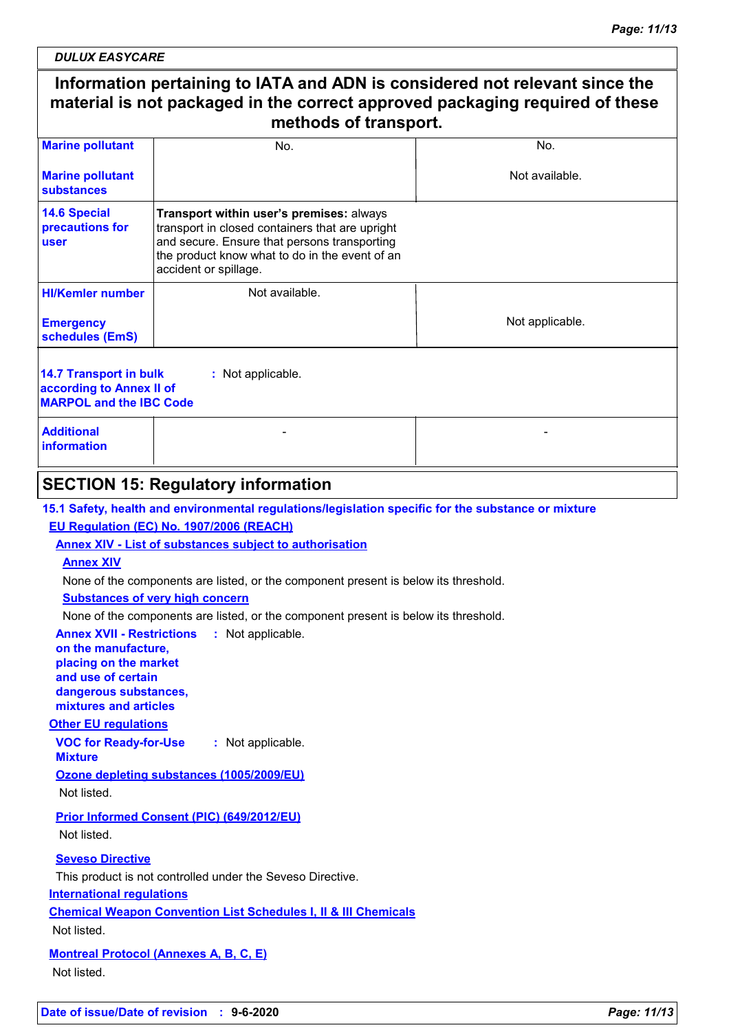**Information pertaining to IATA and ADN is considered not relevant since the material is not packaged in the correct approved packaging required of these methods of transport.**

| | | |
|---|---|---|
| **Marine pollutant** | No. | No. |
| **Marine pollutant substances** | | Not available. |
| **14.6 Special precautions for user** | **Transport within user's premises:** always transport in closed containers that are upright and secure. Ensure that persons transporting the product know what to do in the event of an accident or spillage. | |
| **HI/Kemler number** | Not available. | |
| **Emergency schedules (EmS)** | | Not applicable. |

**14.7 Transport in bulk according to Annex II of MARPOL and the IBC Code** : Not applicable.

| | | |
|---|---|---|
| **Additional information** | - | - |

## SECTION 15: Regulatory information

**15.1 Safety, health and environmental regulations/legislation specific for the substance or mixture**

**EU Regulation (EC) No. 1907/2006 (REACH)**

**Annex XIV - List of substances subject to authorisation**

**Annex XIV**

None of the components are listed, or the component present is below its threshold.

**Substances of very high concern**

None of the components are listed, or the component present is below its threshold.

**Annex XVII - Restrictions on the manufacture, placing on the market and use of certain dangerous substances, mixtures and articles** : Not applicable.

**Other EU regulations**

**VOC for Ready-for-Use Mixture** : Not applicable.

**Ozone depleting substances (1005/2009/EU)**

Not listed.

**Prior Informed Consent (PIC) (649/2012/EU)**

Not listed.

**Seveso Directive**

This product is not controlled under the Seveso Directive.

**International regulations**

**Chemical Weapon Convention List Schedules I, II & III Chemicals**

Not listed.

**Montreal Protocol (Annexes A, B, C, E)**

Not listed.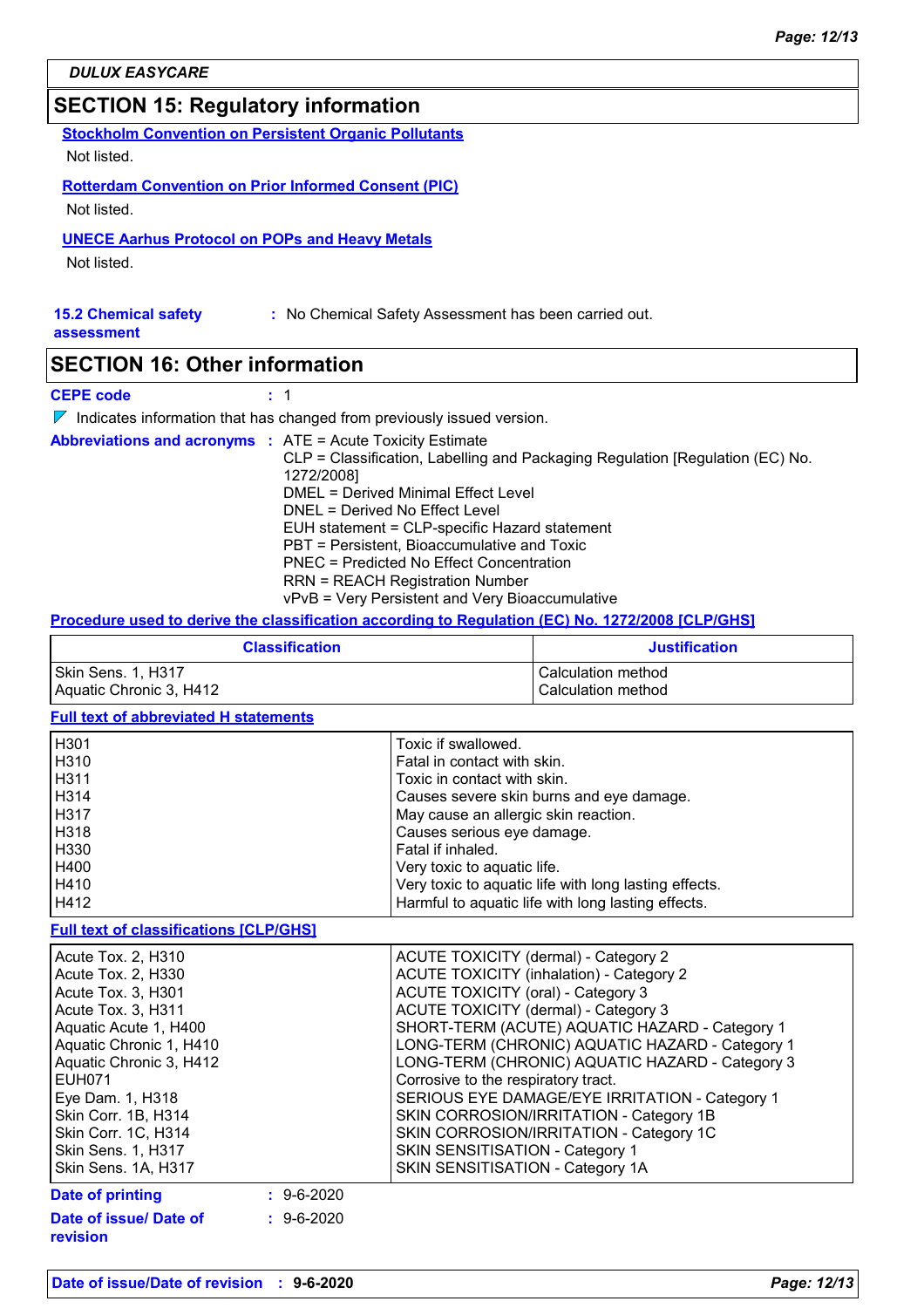DULUX EASYCARE

## SECTION 15: Regulatory information

**Stockholm Convention on Persistent Organic Pollutants**

Not listed.

**Rotterdam Convention on Prior Informed Consent (PIC)**

Not listed.

**UNECE Aarhus Protocol on POPs and Heavy Metals**

Not listed.

**15.2 Chemical safety assessment** : No Chemical Safety Assessment has been carried out.

## SECTION 16: Other information

**CEPE code** : 1

▽ Indicates information that has changed from previously issued version.

**Abbreviations and acronyms** : ATE = Acute Toxicity Estimate
CLP = Classification, Labelling and Packaging Regulation [Regulation (EC) No. 1272/2008]
DMEL = Derived Minimal Effect Level
DNEL = Derived No Effect Level
EUH statement = CLP-specific Hazard statement
PBT = Persistent, Bioaccumulative and Toxic
PNEC = Predicted No Effect Concentration
RRN = REACH Registration Number
vPvB = Very Persistent and Very Bioaccumulative

**Procedure used to derive the classification according to Regulation (EC) No. 1272/2008 [CLP/GHS]**

| Classification | Justification |
|---|---|
| Skin Sens. 1, H317 | Calculation method |
| Aquatic Chronic 3, H412 | Calculation method |

**Full text of abbreviated H statements**

| | |
|---|---|
| H301 | Toxic if swallowed. |
| H310 | Fatal in contact with skin. |
| H311 | Toxic in contact with skin. |
| H314 | Causes severe skin burns and eye damage. |
| H317 | May cause an allergic skin reaction. |
| H318 | Causes serious eye damage. |
| H330 | Fatal if inhaled. |
| H400 | Very toxic to aquatic life. |
| H410 | Very toxic to aquatic life with long lasting effects. |
| H412 | Harmful to aquatic life with long lasting effects. |

**Full text of classifications [CLP/GHS]**

| | |
|---|---|
| Acute Tox. 2, H310 | ACUTE TOXICITY (dermal) - Category 2 |
| Acute Tox. 2, H330 | ACUTE TOXICITY (inhalation) - Category 2 |
| Acute Tox. 3, H301 | ACUTE TOXICITY (oral) - Category 3 |
| Acute Tox. 3, H311 | ACUTE TOXICITY (dermal) - Category 3 |
| Aquatic Acute 1, H400 | SHORT-TERM (ACUTE) AQUATIC HAZARD - Category 1 |
| Aquatic Chronic 1, H410 | LONG-TERM (CHRONIC) AQUATIC HAZARD - Category 1 |
| Aquatic Chronic 3, H412 | LONG-TERM (CHRONIC) AQUATIC HAZARD - Category 3 |
| EUH071 | Corrosive to the respiratory tract. |
| Eye Dam. 1, H318 | SERIOUS EYE DAMAGE/EYE IRRITATION - Category 1 |
| Skin Corr. 1B, H314 | SKIN CORROSION/IRRITATION - Category 1B |
| Skin Corr. 1C, H314 | SKIN CORROSION/IRRITATION - Category 1C |
| Skin Sens. 1, H317 | SKIN SENSITISATION - Category 1 |
| Skin Sens. 1A, H317 | SKIN SENSITISATION - Category 1A |

**Date of printing** : 9-6-2020

**Date of issue/ Date of revision** : 9-6-2020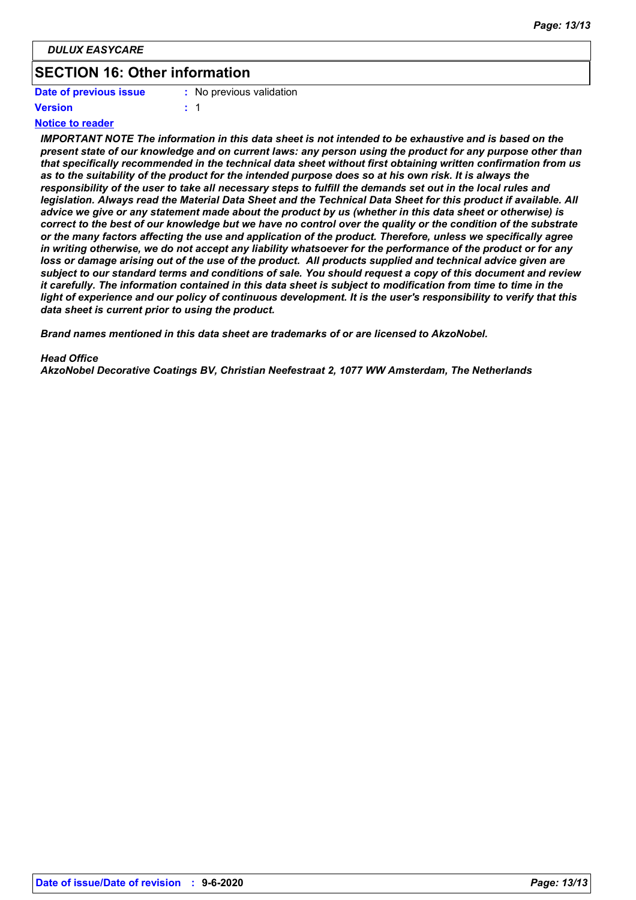## SECTION 16: Other information

**Date of previous issue** : No previous validation

**Version** : 1

**Notice to reader**

***IMPORTANT NOTE The information in this data sheet is not intended to be exhaustive and is based on the present state of our knowledge and on current laws: any person using the product for any purpose other than that specifically recommended in the technical data sheet without first obtaining written confirmation from us as to the suitability of the product for the intended purpose does so at his own risk. It is always the responsibility of the user to take all necessary steps to fulfill the demands set out in the local rules and legislation. Always read the Material Data Sheet and the Technical Data Sheet for this product if available. All advice we give or any statement made about the product by us (whether in this data sheet or otherwise) is correct to the best of our knowledge but we have no control over the quality or the condition of the substrate or the many factors affecting the use and application of the product. Therefore, unless we specifically agree in writing otherwise, we do not accept any liability whatsoever for the performance of the product or for any loss or damage arising out of the use of the product. All products supplied and technical advice given are subject to our standard terms and conditions of sale. You should request a copy of this document and review it carefully. The information contained in this data sheet is subject to modification from time to time in the light of experience and our policy of continuous development. It is the user's responsibility to verify that this data sheet is current prior to using the product.***

***Brand names mentioned in this data sheet are trademarks of or are licensed to AkzoNobel.***

***Head Office***
***AkzoNobel Decorative Coatings BV, Christian Neefestraat 2, 1077 WW Amsterdam, The Netherlands***